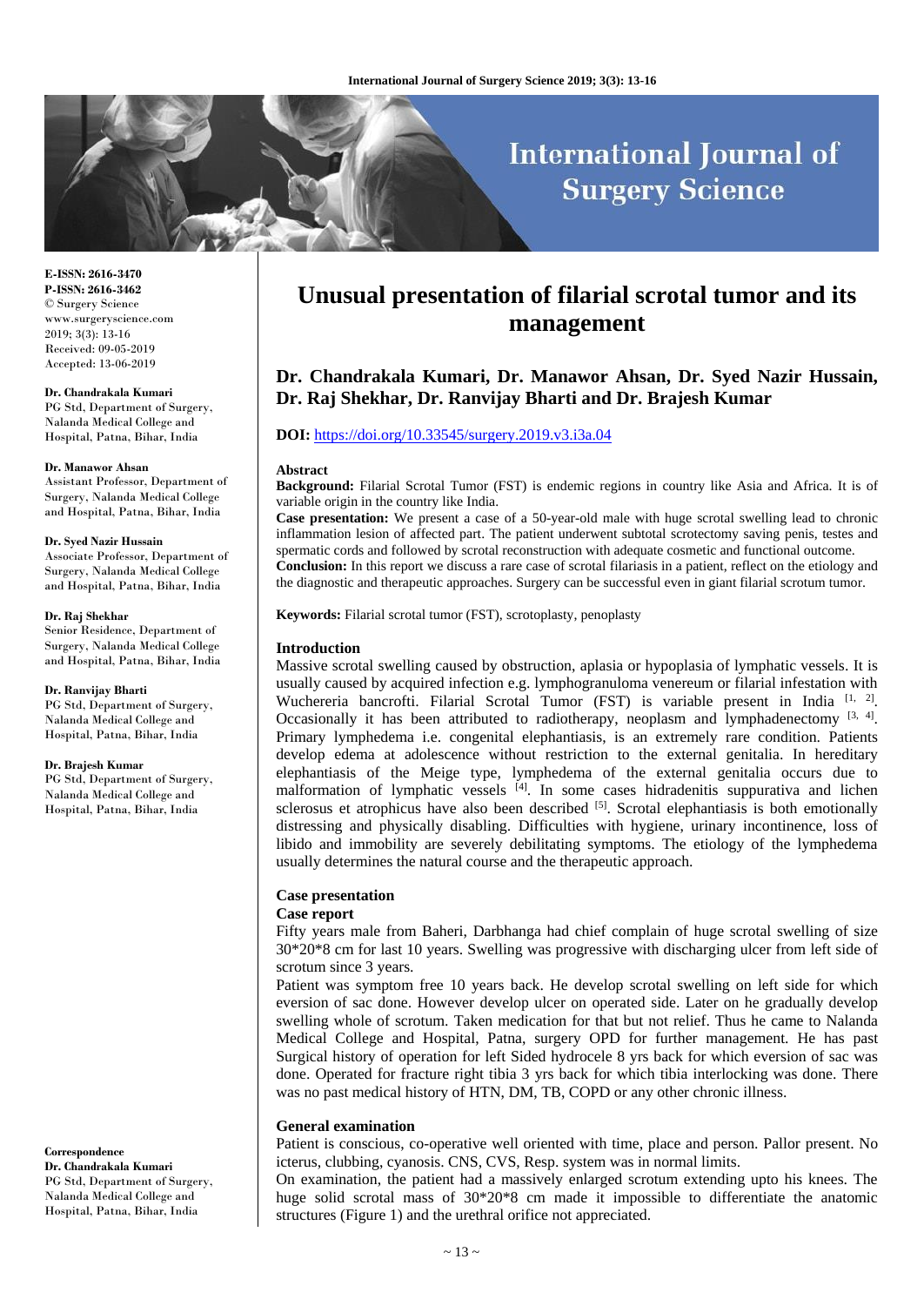E-ISSN: 2616-3470
P-ISSN: 2616-3462
© Surgery Science
www.surgeryscience.com
2019; 3(3): 13-16
Received: 09-05-2019
Accepted: 13-06-2019

**Dr. Chandrakala Kumari**
PG Std, Department of Surgery, Nalanda Medical College and Hospital, Patna, Bihar, India

**Dr. Manawor Ahsan**
Assistant Professor, Department of Surgery, Nalanda Medical College and Hospital, Patna, Bihar, India

**Dr. Syed Nazir Hussain**
Associate Professor, Department of Surgery, Nalanda Medical College and Hospital, Patna, Bihar, India

**Dr. Raj Shekhar**
Senior Residence, Department of Surgery, Nalanda Medical College and Hospital, Patna, Bihar, India

**Dr. Ranvijay Bharti**
PG Std, Department of Surgery, Nalanda Medical College and Hospital, Patna, Bihar, India

**Dr. Brajesh Kumar**
PG Std, Department of Surgery, Nalanda Medical College and Hospital, Patna, Bihar, India

**Correspondence**
**Dr. Chandrakala Kumari**
PG Std, Department of Surgery, Nalanda Medical College and Hospital, Patna, Bihar, India

# Unusual presentation of filarial scrotal tumor and its management

**Dr. Chandrakala Kumari, Dr. Manawor Ahsan, Dr. Syed Nazir Hussain, Dr. Raj Shekhar, Dr. Ranvijay Bharti and Dr. Brajesh Kumar**

**DOI:** https://doi.org/10.33545/surgery.2019.v3.i3a.04

### Abstract

**Background:** Filarial Scrotal Tumor (FST) is endemic regions in country like Asia and Africa. It is of variable origin in the country like India.

**Case presentation:** We present a case of a 50-year-old male with huge scrotal swelling lead to chronic inflammation lesion of affected part. The patient underwent subtotal scrotectomy saving penis, testes and spermatic cords and followed by scrotal reconstruction with adequate cosmetic and functional outcome.

**Conclusion:** In this report we discuss a rare case of scrotal filariasis in a patient, reflect on the etiology and the diagnostic and therapeutic approaches. Surgery can be successful even in giant filarial scrotum tumor.

**Keywords:** Filarial scrotal tumor (FST), scrotoplasty, penoplasty

### Introduction

Massive scrotal swelling caused by obstruction, aplasia or hypoplasia of lymphatic vessels. It is usually caused by acquired infection e.g. lymphogranuloma venereum or filarial infestation with Wuchereria bancrofti. Filarial Scrotal Tumor (FST) is variable present in India [1, 2]. Occasionally it has been attributed to radiotherapy, neoplasm and lymphadenectomy [3, 4]. Primary lymphedema i.e. congenital elephantiasis, is an extremely rare condition. Patients develop edema at adolescence without restriction to the external genitalia. In hereditary elephantiasis of the Meige type, lymphedema of the external genitalia occurs due to malformation of lymphatic vessels [4]. In some cases hidradenitis suppurativa and lichen sclerosus et atrophicus have also been described [5]. Scrotal elephantiasis is both emotionally distressing and physically disabling. Difficulties with hygiene, urinary incontinence, loss of libido and immobility are severely debilitating symptoms. The etiology of the lymphedema usually determines the natural course and the therapeutic approach.

### Case presentation

#### Case report

Fifty years male from Baheri, Darbhanga had chief complain of huge scrotal swelling of size 30*20*8 cm for last 10 years. Swelling was progressive with discharging ulcer from left side of scrotum since 3 years.

Patient was symptom free 10 years back. He develop scrotal swelling on left side for which eversion of sac done. However develop ulcer on operated side. Later on he gradually develop swelling whole of scrotum. Taken medication for that but not relief. Thus he came to Nalanda Medical College and Hospital, Patna, surgery OPD for further management. He has past Surgical history of operation for left Sided hydrocele 8 yrs back for which eversion of sac was done. Operated for fracture right tibia 3 yrs back for which tibia interlocking was done. There was no past medical history of HTN, DM, TB, COPD or any other chronic illness.

### General examination

Patient is conscious, co-operative well oriented with time, place and person. Pallor present. No icterus, clubbing, cyanosis. CNS, CVS, Resp. system was in normal limits.

On examination, the patient had a massively enlarged scrotum extending upto his knees. The huge solid scrotal mass of 30*20*8 cm made it impossible to differentiate the anatomic structures (Figure 1) and the urethral orifice not appreciated.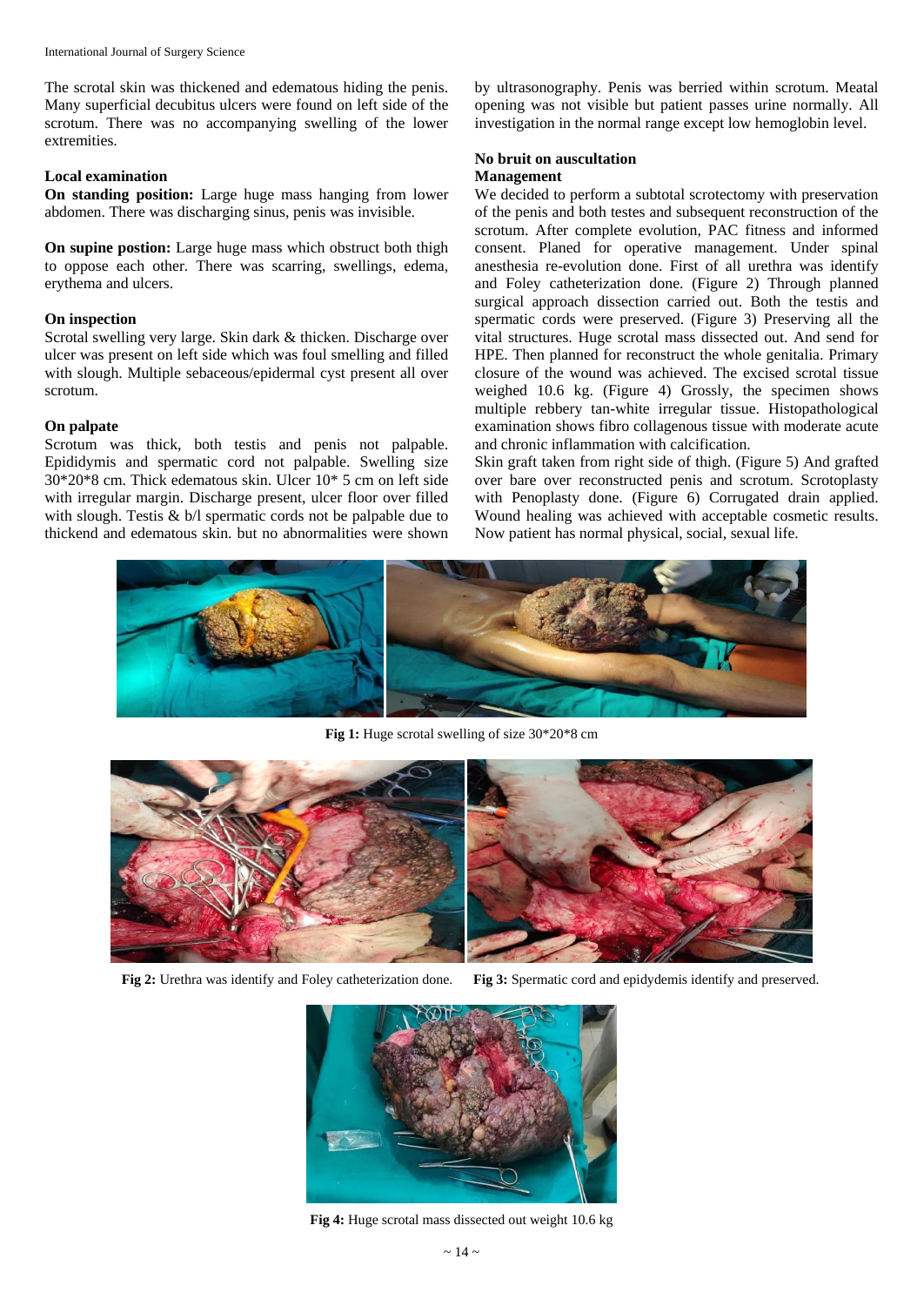The scrotal skin was thickened and edematous hiding the penis. Many superficial decubitus ulcers were found on left side of the scrotum. There was no accompanying swelling of the lower extremities.

### Local examination

**On standing position:** Large huge mass hanging from lower abdomen. There was discharging sinus, penis was invisible.

**On supine postion:** Large huge mass which obstruct both thigh to oppose each other. There was scarring, swellings, edema, erythema and ulcers.

### On inspection

Scrotal swelling very large. Skin dark & thicken. Discharge over ulcer was present on left side which was foul smelling and filled with slough. Multiple sebaceous/epidermal cyst present all over scrotum.

### On palpate

Scrotum was thick, both testis and penis not palpable. Epididymis and spermatic cord not palpable. Swelling size 30*20*8 cm. Thick edematous skin. Ulcer 10* 5 cm on left side with irregular margin. Discharge present, ulcer floor over filled with slough. Testis & b/l spermatic cords not be palpable due to thickend and edematous skin. but no abnormalities were shown by ultrasonography. Penis was berried within scrotum. Meatal opening was not visible but patient passes urine normally. All investigation in the normal range except low hemoglobin level.

### No bruit on auscultation

### Management

We decided to perform a subtotal scrotectomy with preservation of the penis and both testes and subsequent reconstruction of the scrotum. After complete evolution, PAC fitness and informed consent. Planed for operative management. Under spinal anesthesia re-evolution done. First of all urethra was identify and Foley catheterization done. (Figure 2) Through planned surgical approach dissection carried out. Both the testis and spermatic cords were preserved. (Figure 3) Preserving all the vital structures. Huge scrotal mass dissected out. And send for HPE. Then planned for reconstruct the whole genitalia. Primary closure of the wound was achieved. The excised scrotal tissue weighed 10.6 kg. (Figure 4) Grossly, the specimen shows multiple rebbery tan-white irregular tissue. Histopathological examination shows fibro collagenous tissue with moderate acute and chronic inflammation with calcification.

Skin graft taken from right side of thigh. (Figure 5) And grafted over bare over reconstructed penis and scrotum. Scrotoplasty with Penoplasty done. (Figure 6) Corrugated drain applied. Wound healing was achieved with acceptable cosmetic results. Now patient has normal physical, social, sexual life.

**Fig 1:** Huge scrotal swelling of size 30*20*8 cm

**Fig 2:** Urethra was identify and Foley catheterization done.

**Fig 3:** Spermatic cord and epidydemis identify and preserved.

**Fig 4:** Huge scrotal mass dissected out weight 10.6 kg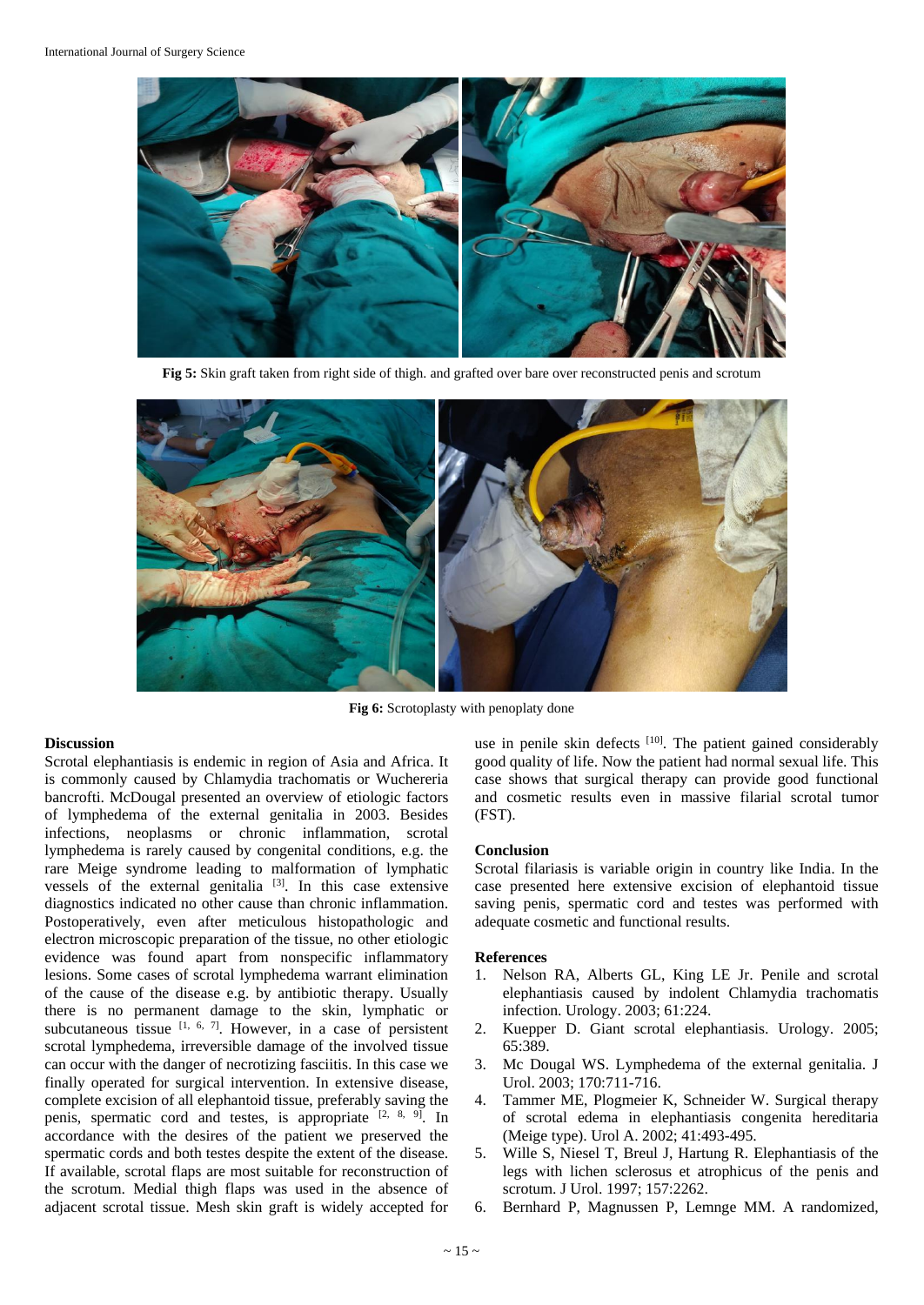**Fig 5:** Skin graft taken from right side of thigh. and grafted over bare over reconstructed penis and scrotum

**Fig 6:** Scrotoplaty with penoplaty done

## Discussion

Scrotal elephantiasis is endemic in region of Asia and Africa. It is commonly caused by Chlamydia trachomatis or Wuchereria bancrofti. McDougal presented an overview of etiologic factors of lymphedema of the external genitalia in 2003. Besides infections, neoplasms or chronic inflammation, scrotal lymphedema is rarely caused by congenital conditions, e.g. the rare Meige syndrome leading to malformation of lymphatic vessels of the external genitalia [3]. In this case extensive diagnostics indicated no other cause than chronic inflammation. Postoperatively, even after meticulous histopathologic and electron microscopic preparation of the tissue, no other etiologic evidence was found apart from nonspecific inflammatory lesions. Some cases of scrotal lymphedema warrant elimination of the cause of the disease e.g. by antibiotic therapy. Usually there is no permanent damage to the skin, lymphatic or subcutaneous tissue [1, 6, 7]. However, in a case of persistent scrotal lymphedema, irreversible damage of the involved tissue can occur with the danger of necrotizing fasciitis. In this case we finally operated for surgical intervention. In extensive disease, complete excision of all elephantoid tissue, preferably saving the penis, spermatic cord and testes, is appropriate [2, 8, 9]. In accordance with the desires of the patient we preserved the spermatic cords and both testes despite the extent of the disease. If available, scrotal flaps are most suitable for reconstruction of the scrotum. Medial thigh flaps was used in the absence of adjacent scrotal tissue. Mesh skin graft is widely accepted for use in penile skin defects [10]. The patient gained considerably good quality of life. Now the patient had normal sexual life. This case shows that surgical therapy can provide good functional and cosmetic results even in massive filarial scrotal tumor (FST).

## Conclusion

Scrotal filariasis is variable origin in country like India. In the case presented here extensive excision of elephantoid tissue saving penis, spermatic cord and testes was performed with adequate cosmetic and functional results.

## References

1. Nelson RA, Alberts GL, King LE Jr. Penile and scrotal elephantiasis caused by indolent Chlamydia trachomatis infection. Urology. 2003; 61:224.
2. Kuepper D. Giant scrotal elephantiasis. Urology. 2005; 65:389.
3. Mc Dougal WS. Lymphedema of the external genitalia. J Urol. 2003; 170:711-716.
4. Tammer ME, Plogmeier K, Schneider W. Surgical therapy of scrotal edema in elephantiasis congenita hereditaria (Meige type). Urol A. 2002; 41:493-495.
5. Wille S, Niesel T, Breul J, Hartung R. Elephantiasis of the legs with lichen sclerosus et atrophicus of the penis and scrotum. J Urol. 1997; 157:2262.
6. Bernhard P, Magnussen P, Lemnge MM. A randomized,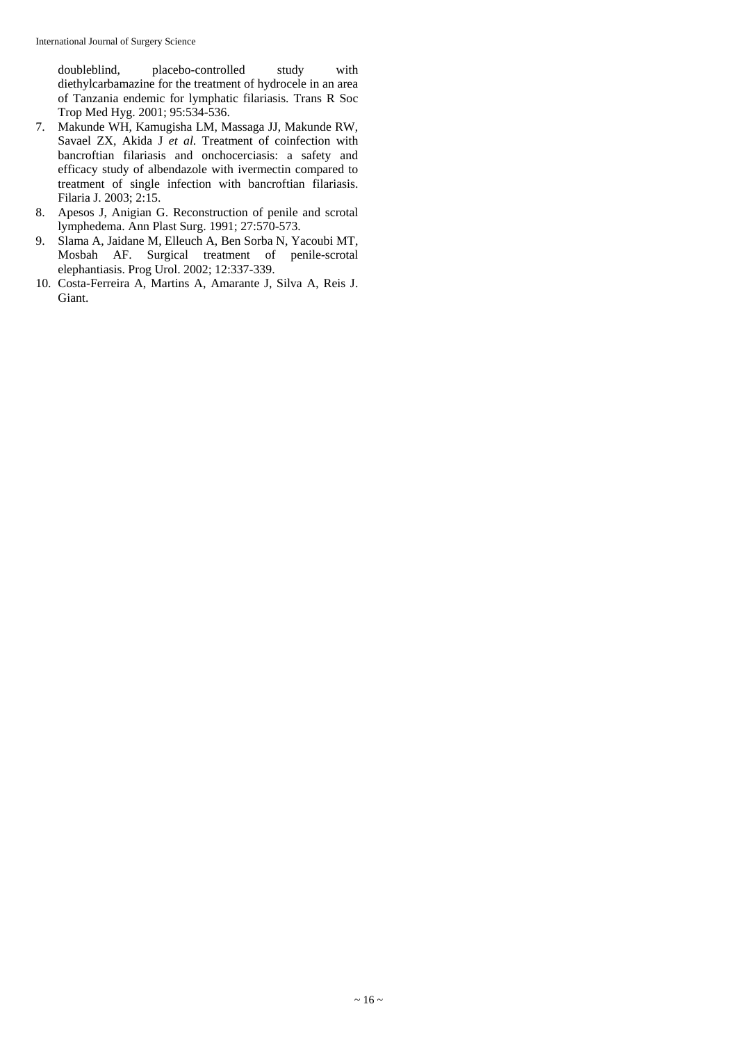doubleblind, placebo-controlled study with diethylcarbamazine for the treatment of hydrocele in an area of Tanzania endemic for lymphatic filariasis. Trans R Soc Trop Med Hyg. 2001; 95:534-536.

7. Makunde WH, Kamugisha LM, Massaga JJ, Makunde RW, Savael ZX, Akida J *et al*. Treatment of coinfection with bancroftian filariasis and onchocerciasis: a safety and efficacy study of albendazole with ivermectin compared to treatment of single infection with bancroftian filariasis. Filaria J. 2003; 2:15.
8. Apesos J, Anigian G. Reconstruction of penile and scrotal lymphedema. Ann Plast Surg. 1991; 27:570-573.
9. Slama A, Jaidane M, Elleuch A, Ben Sorba N, Yacoubi MT, Mosbah AF. Surgical treatment of penile-scrotal elephantiasis. Prog Urol. 2002; 12:337-339.
10. Costa-Ferreira A, Martins A, Amarante J, Silva A, Reis J. Giant.